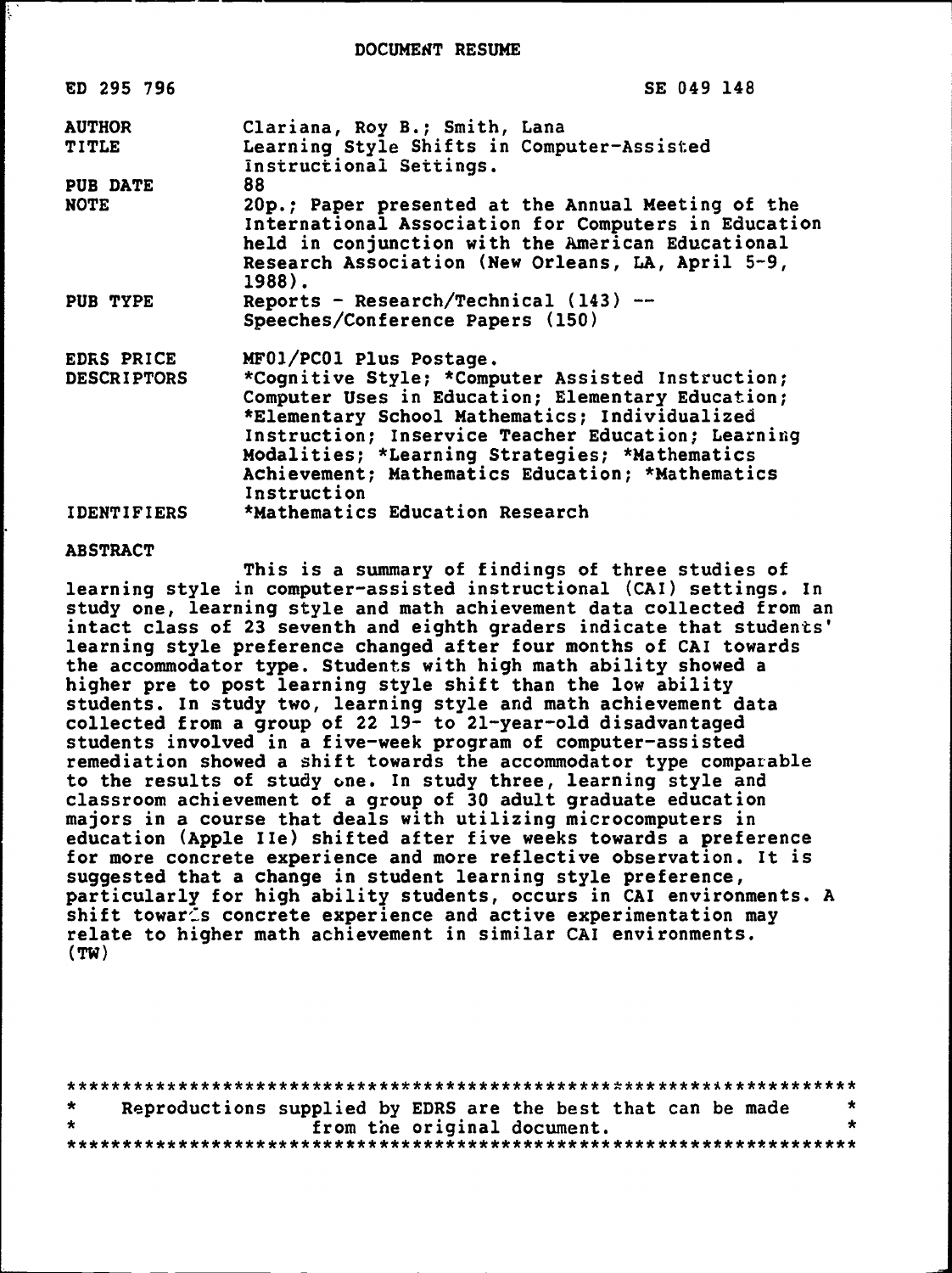# DOCUMENT RESUME

| | |
|---|---|
| ED 295 796 | SE 049 148 |
| AUTHOR | Clariana, Roy B.; Smith, Lana |
| TITLE | Learning Style Shifts in Computer-Assisted Instructional Settings. |
| PUB DATE | 88 |
| NOTE | 20p.; Paper presented at the Annual Meeting of the International Association for Computers in Education held in conjunction with the American Educational Research Association (New Orleans, LA, April 5-9, 1988). |
| PUB TYPE | Reports - Research/Technical (143) -- Speeches/Conference Papers (150) |
| EDRS PRICE | MF01/PC01 Plus Postage. |
| DESCRIPTORS | *Cognitive Style; *Computer Assisted Instruction; Computer Uses in Education; Elementary Education; *Elementary School Mathematics; Individualized Instruction; Inservice Teacher Education; Learning Modalities; *Learning Strategies; *Mathematics Achievement; Mathematics Education; *Mathematics Instruction |
| IDENTIFIERS | *Mathematics Education Research |

## ABSTRACT

This is a summary of findings of three studies of learning style in computer-assisted instructional (CAI) settings. In study one, learning style and math achievement data collected from an intact class of 23 seventh and eighth graders indicate that students' learning style preference changed after four months of CAI towards the accommodator type. Students with high math ability showed a higher pre to post learning style shift than the low ability students. In study two, learning style and math achievement data collected from a group of 22 19- to 21-year-old disadvantaged students involved in a five-week program of computer-assisted remediation showed a shift towards the accommodator type comparable to the results of study one. In study three, learning style and classroom achievement of a group of 30 adult graduate education majors in a course that deals with utilizing microcomputers in education (Apple IIe) shifted after five weeks towards a preference for more concrete experience and more reflective observation. It is suggested that a change in student learning style preference, particularly for high ability students, occurs in CAI environments. A shift towards concrete experience and active experimentation may relate to higher math achievement in similar CAI environments. (TW)

---

* Reproductions supplied by EDRS are the best that can be made from the original document. *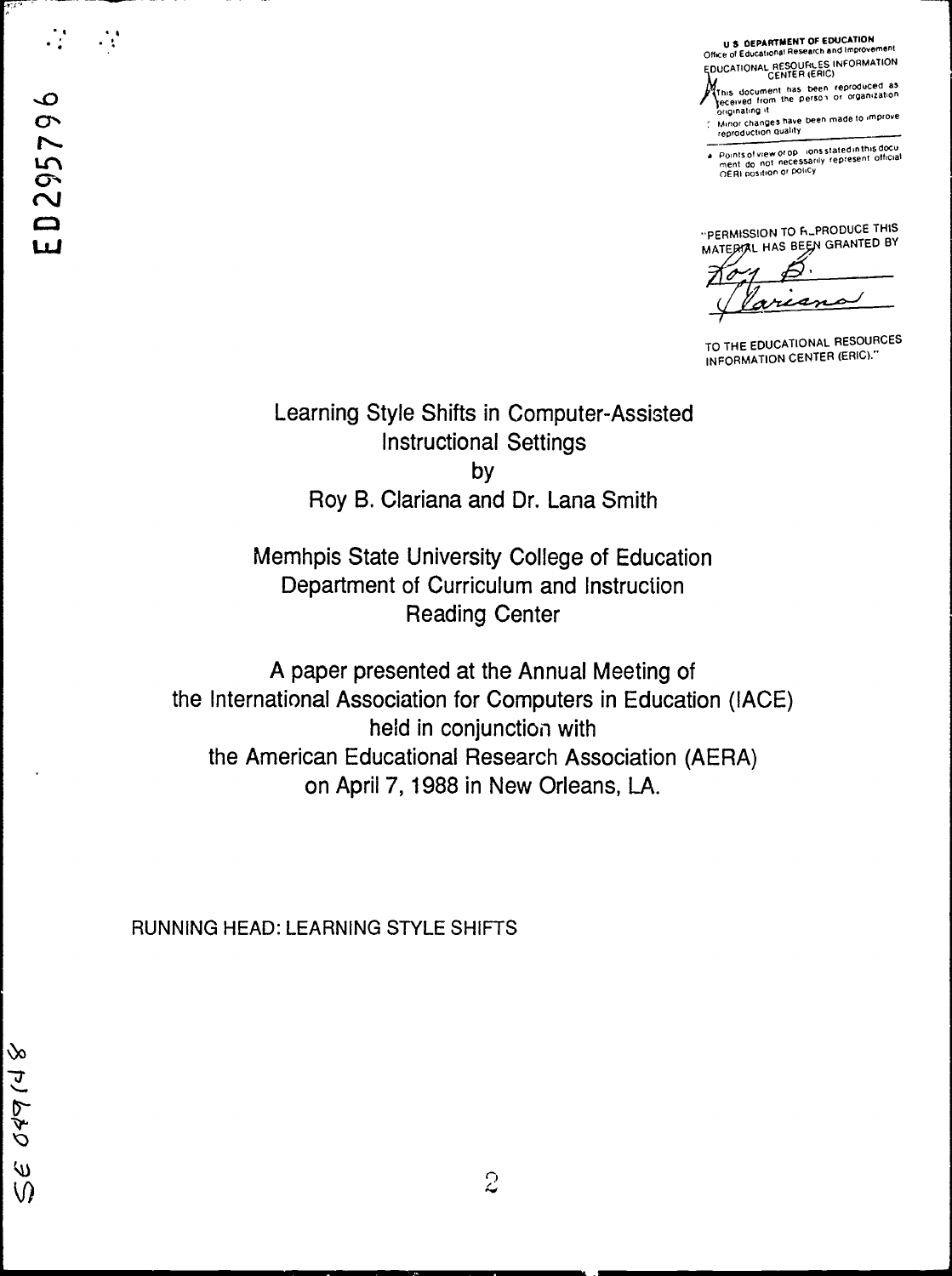U S DEPARTMENT OF EDUCATION
Office of Educational Research and Improvement
EDUCATIONAL RESOURCES INFORMATION CENTER (ERIC)

This document has been reproduced as received from the person or organization originating it

Minor changes have been made to improve reproduction quality

Points of view or opinions stated in this document do not necessarily represent official OERI position or policy

"PERMISSION TO REPRODUCE THIS MATERIAL HAS BEEN GRANTED BY

Roy B. Clariana

TO THE EDUCATIONAL RESOURCES INFORMATION CENTER (ERIC)."

ED295796

# Learning Style Shifts in Computer-Assisted Instructional Settings

by

Roy B. Clariana and Dr. Lana Smith

Memhpis State University College of Education
Department of Curriculum and Instruction
Reading Center

A paper presented at the Annual Meeting of
the International Association for Computers in Education (IACE)
held in conjunction with
the American Educational Research Association (AERA)
on April 7, 1988 in New Orleans, LA.

RUNNING HEAD: LEARNING STYLE SHIFTS

SE 049148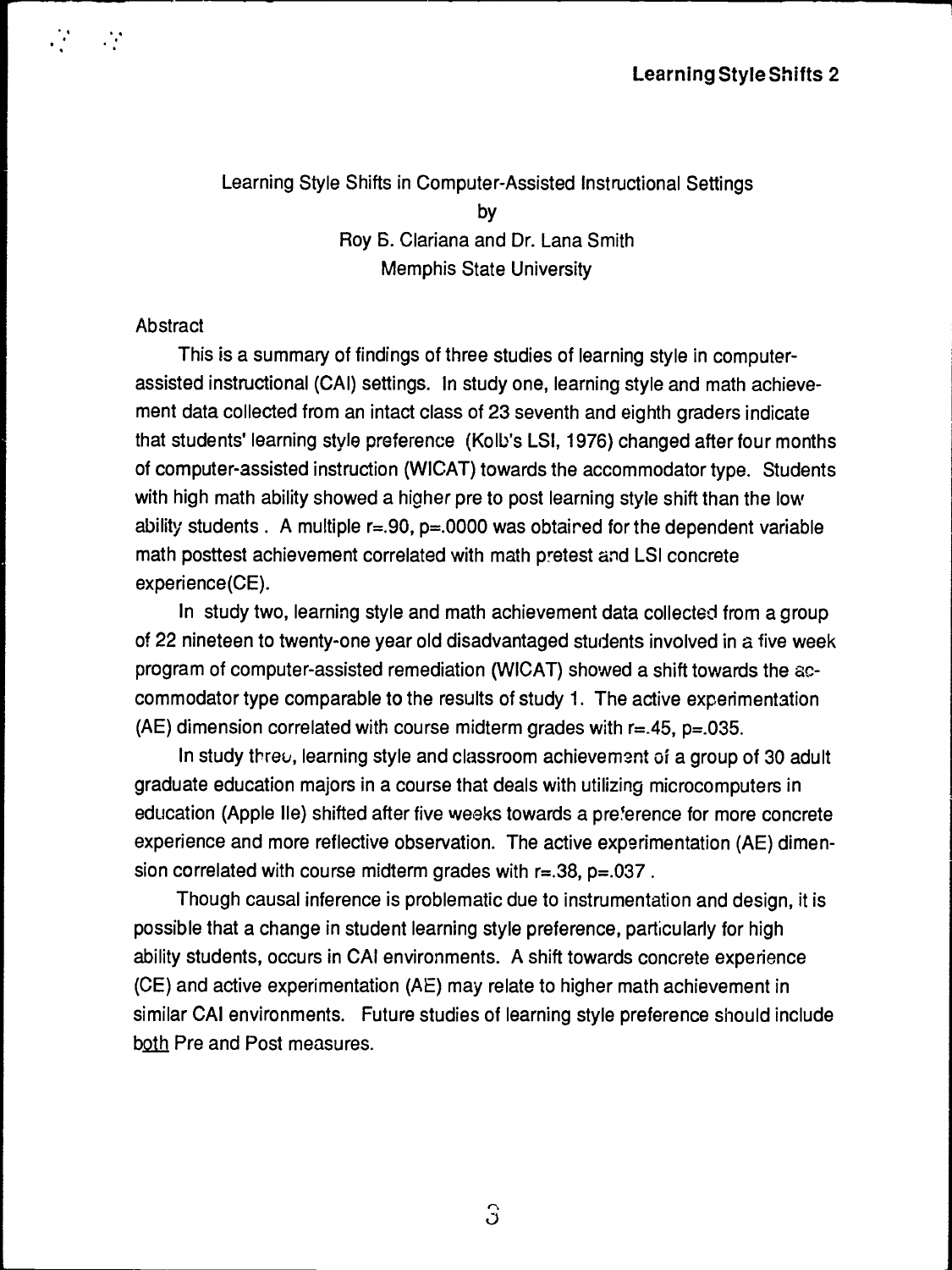# Learning Style Shifts in Computer-Assisted Instructional Settings

by

Roy B. Clariana and Dr. Lana Smith

Memphis State University

## Abstract

This is a summary of findings of three studies of learning style in computer-assisted instructional (CAI) settings. In study one, learning style and math achievement data collected from an intact class of 23 seventh and eighth graders indicate that students' learning style preference (Kolb's LSI, 1976) changed after four months of computer-assisted instruction (WICAT) towards the accommodator type. Students with high math ability showed a higher pre to post learning style shift than the low ability students . A multiple r=.90, p=.0000 was obtained for the dependent variable math posttest achievement correlated with math pretest and LSI concrete experience(CE).

In study two, learning style and math achievement data collected from a group of 22 nineteen to twenty-one year old disadvantaged students involved in a five week program of computer-assisted remediation (WICAT) showed a shift towards the accommodator type comparable to the results of study 1. The active experimentation (AE) dimension correlated with course midterm grades with r=.45, p=.035.

In study three, learning style and classroom achievement of a group of 30 adult graduate education majors in a course that deals with utilizing microcomputers in education (Apple IIe) shifted after five weeks towards a preference for more concrete experience and more reflective observation. The active experimentation (AE) dimension correlated with course midterm grades with r=.38, p=.037 .

Though causal inference is problematic due to instrumentation and design, it is possible that a change in student learning style preference, particularly for high ability students, occurs in CAI environments. A shift towards concrete experience (CE) and active experimentation (AE) may relate to higher math achievement in similar CAI environments. Future studies of learning style preference should include <u>both</u> Pre and Post measures.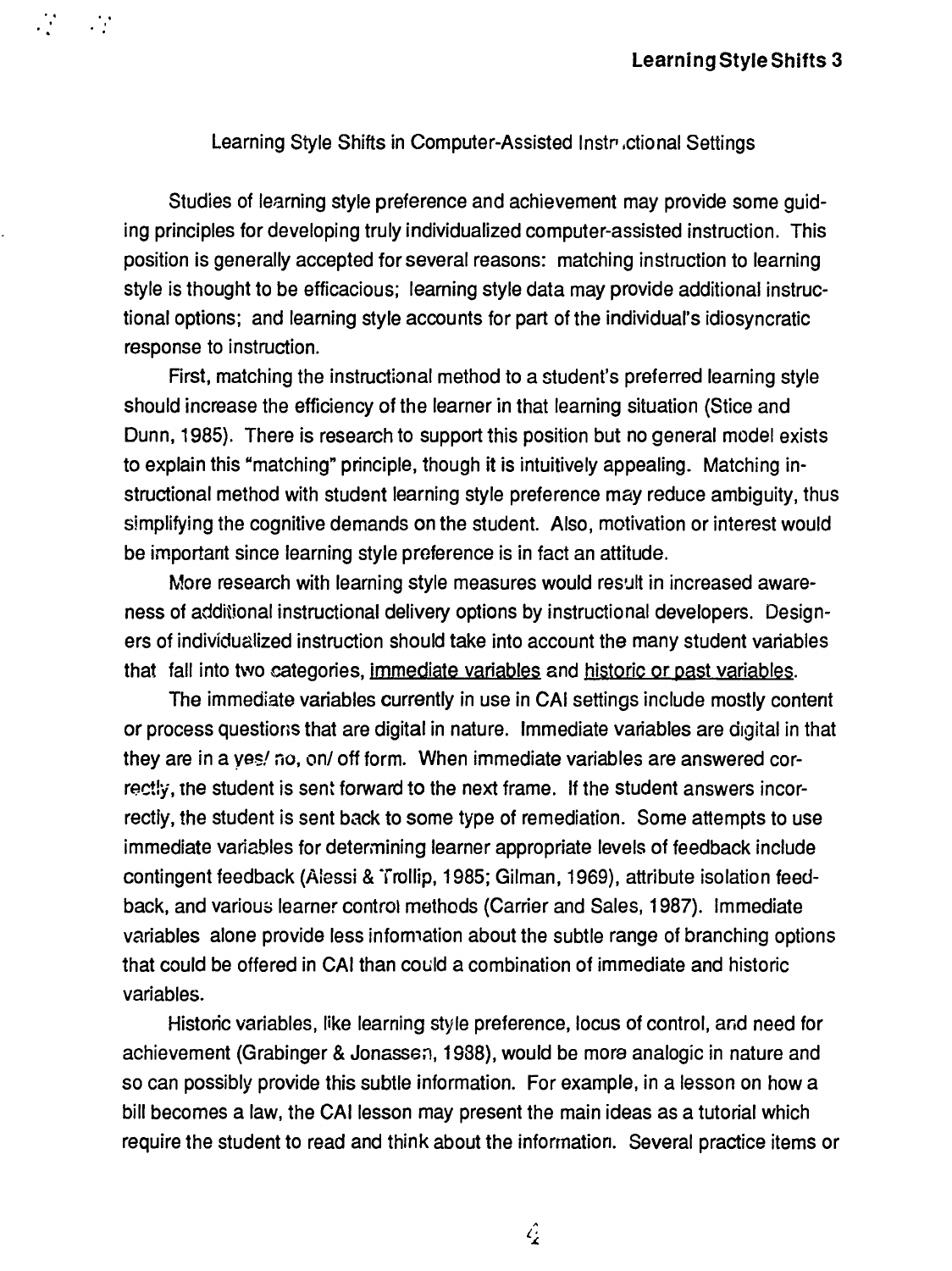## Learning Style Shifts in Computer-Assisted Instructional Settings

Studies of learning style preference and achievement may provide some guiding principles for developing truly individualized computer-assisted instruction. This position is generally accepted for several reasons: matching instruction to learning style is thought to be efficacious; learning style data may provide additional instructional options; and learning style accounts for part of the individual's idiosyncratic response to instruction.

First, matching the instructional method to a student's preferred learning style should increase the efficiency of the learner in that learning situation (Stice and Dunn, 1985). There is research to support this position but no general model exists to explain this "matching" principle, though it is intuitively appealing. Matching instructional method with student learning style preference may reduce ambiguity, thus simplifying the cognitive demands on the student. Also, motivation or interest would be important since learning style preference is in fact an attitude.

More research with learning style measures would result in increased awareness of additional instructional delivery options by instructional developers. Designers of individualized instruction should take into account the many student variables that fall into two categories, <u>immediate variables</u> and <u>historic or past variables</u>.

The immediate variables currently in use in CAI settings include mostly content or process questions that are digital in nature. Immediate variables are digital in that they are in a yes/ no, on/ off form. When immediate variables are answered correctly, the student is sent forward to the next frame. If the student answers incorrectly, the student is sent back to some type of remediation. Some attempts to use immediate variables for determining learner appropriate levels of feedback include contingent feedback (Alessi & Trollip, 1985; Gilman, 1969), attribute isolation feedback, and various learner control methods (Carrier and Sales, 1987). Immediate variables alone provide less information about the subtle range of branching options that could be offered in CAI than could a combination of immediate and historic variables.

Historic variables, like learning style preference, locus of control, and need for achievement (Grabinger & Jonassen, 1988), would be more analogic in nature and so can possibly provide this subtle information. For example, in a lesson on how a bill becomes a law, the CAI lesson may present the main ideas as a tutorial which require the student to read and think about the information. Several practice items or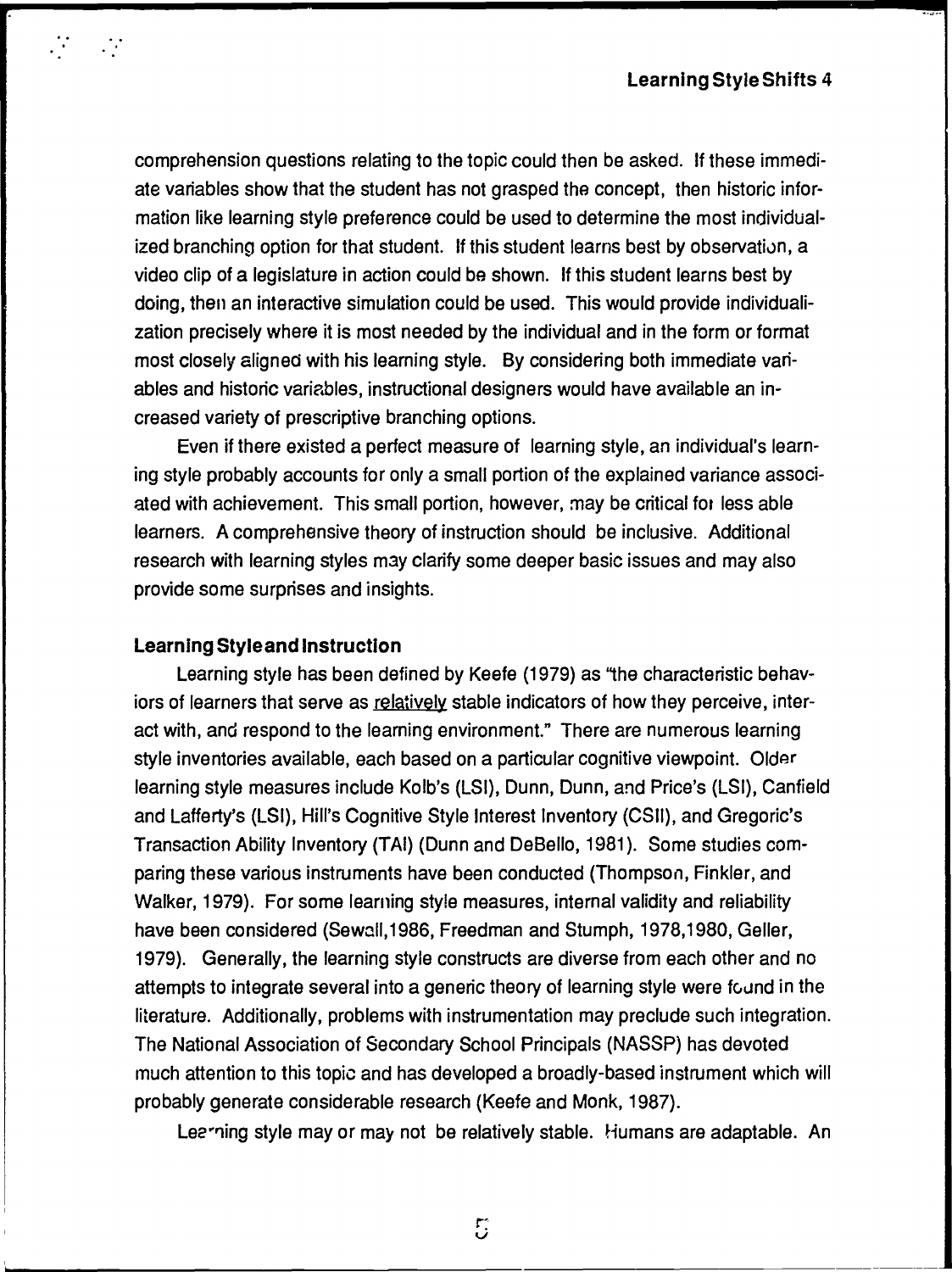comprehension questions relating to the topic could then be asked. If these immediate variables show that the student has not grasped the concept, then historic information like learning style preference could be used to determine the most individualized branching option for that student. If this student learns best by observation, a video clip of a legislature in action could be shown. If this student learns best by doing, then an interactive simulation could be used. This would provide individualization precisely where it is most needed by the individual and in the form or format most closely aligned with his learning style. By considering both immediate variables and historic variables, instructional designers would have available an increased variety of prescriptive branching options.

Even if there existed a perfect measure of learning style, an individual's learning style probably accounts for only a small portion of the explained variance associated with achievement. This small portion, however, may be critical for less able learners. A comprehensive theory of instruction should be inclusive. Additional research with learning styles may clarify some deeper basic issues and may also provide some surprises and insights.

## Learning Style and Instruction

Learning style has been defined by Keefe (1979) as "the characteristic behaviors of learners that serve as relatively stable indicators of how they perceive, interact with, and respond to the learning environment." There are numerous learning style inventories available, each based on a particular cognitive viewpoint. Older learning style measures include Kolb's (LSI), Dunn, Dunn, and Price's (LSI), Canfield and Lafferty's (LSI), Hill's Cognitive Style Interest Inventory (CSII), and Gregoric's Transaction Ability Inventory (TAI) (Dunn and DeBello, 1981). Some studies comparing these various instruments have been conducted (Thompson, Finkler, and Walker, 1979). For some learning style measures, internal validity and reliability have been considered (Sewall,1986, Freedman and Stumph, 1978,1980, Geller, 1979). Generally, the learning style constructs are diverse from each other and no attempts to integrate several into a generic theory of learning style were found in the literature. Additionally, problems with instrumentation may preclude such integration. The National Association of Secondary School Principals (NASSP) has devoted much attention to this topic and has developed a broadly-based instrument which will probably generate considerable research (Keefe and Monk, 1987).

Learning style may or may not be relatively stable. Humans are adaptable. An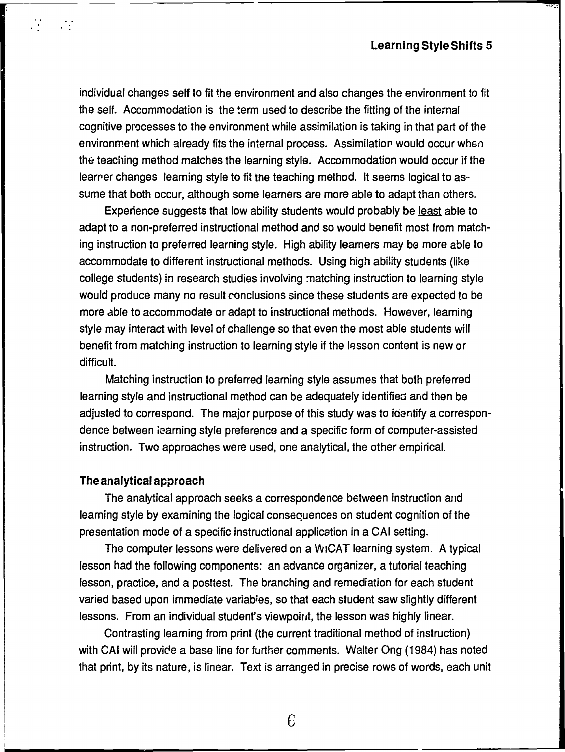individual changes self to fit the environment and also changes the environment to fit the self. Accommodation is the term used to describe the fitting of the internal cognitive processes to the environment while assimilation is taking in that part of the environment which already fits the internal process. Assimilation would occur when the teaching method matches the learning style. Accommodation would occur if the learner changes learning style to fit the teaching method. It seems logical to assume that both occur, although some learners are more able to adapt than others.

Experience suggests that low ability students would probably be least able to adapt to a non-preferred instructional method and so would benefit most from matching instruction to preferred learning style. High ability learners may be more able to accommodate to different instructional methods. Using high ability students (like college students) in research studies involving matching instruction to learning style would produce many no result conclusions since these students are expected to be more able to accommodate or adapt to instructional methods. However, learning style may interact with level of challenge so that even the most able students will benefit from matching instruction to learning style if the lesson content is new or difficult.

Matching instruction to preferred learning style assumes that both preferred learning style and instructional method can be adequately identified and then be adjusted to correspond. The major purpose of this study was to identify a correspondence between learning style preference and a specific form of computer-assisted instruction. Two approaches were used, one analytical, the other empirical.

### The analytical approach

The analytical approach seeks a correspondence between instruction and learning style by examining the logical consequences on student cognition of the presentation mode of a specific instructional application in a CAI setting.

The computer lessons were delivered on a WICAT learning system. A typical lesson had the following components: an advance organizer, a tutorial teaching lesson, practice, and a posttest. The branching and remediation for each student varied based upon immediate variables, so that each student saw slightly different lessons. From an individual student's viewpoint, the lesson was highly linear.

Contrasting learning from print (the current traditional method of instruction) with CAI will provide a base line for further comments. Walter Ong (1984) has noted that print, by its nature, is linear. Text is arranged in precise rows of words, each unit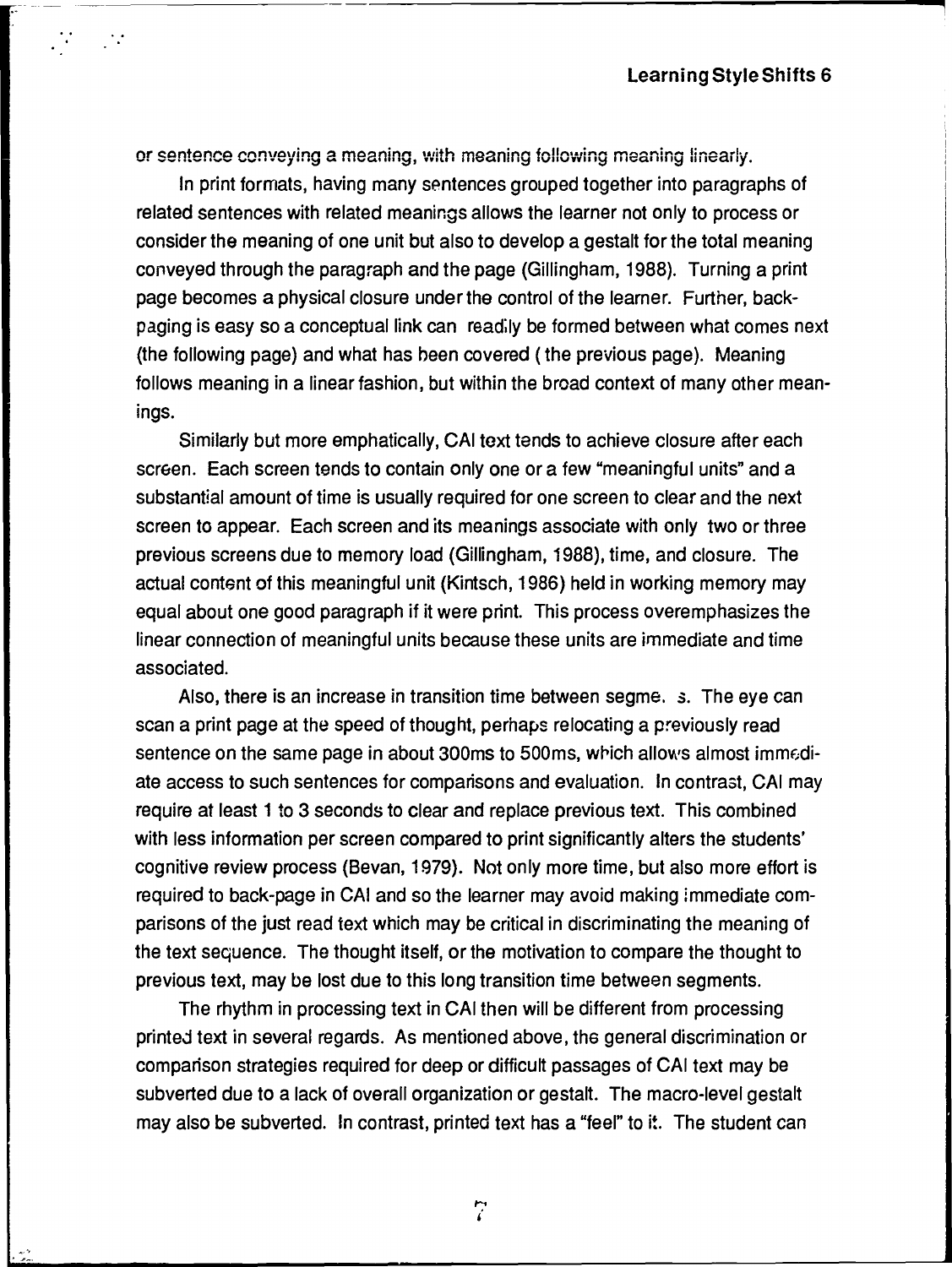or sentence conveying a meaning, with meaning following meaning linearly.

In print formats, having many sentences grouped together into paragraphs of related sentences with related meanings allows the learner not only to process or consider the meaning of one unit but also to develop a gestalt for the total meaning conveyed through the paragraph and the page (Gillingham, 1988). Turning a print page becomes a physical closure under the control of the learner. Further, back-paging is easy so a conceptual link can readily be formed between what comes next (the following page) and what has been covered ( the previous page). Meaning follows meaning in a linear fashion, but within the broad context of many other meanings.

Similarly but more emphatically, CAI text tends to achieve closure after each screen. Each screen tends to contain only one or a few "meaningful units" and a substantial amount of time is usually required for one screen to clear and the next screen to appear. Each screen and its meanings associate with only two or three previous screens due to memory load (Gillingham, 1988), time, and closure. The actual content of this meaningful unit (Kintsch, 1986) held in working memory may equal about one good paragraph if it were print. This process overemphasizes the linear connection of meaningful units because these units are immediate and time associated.

Also, there is an increase in transition time between segme. s. The eye can scan a print page at the speed of thought, perhaps relocating a previously read sentence on the same page in about 300ms to 500ms, which allows almost immediate access to such sentences for comparisons and evaluation. In contrast, CAI may require at least 1 to 3 seconds to clear and replace previous text. This combined with less information per screen compared to print significantly alters the students' cognitive review process (Bevan, 1979). Not only more time, but also more effort is required to back-page in CAI and so the learner may avoid making immediate comparisons of the just read text which may be critical in discriminating the meaning of the text sequence. The thought itself, or the motivation to compare the thought to previous text, may be lost due to this long transition time between segments.

The rhythm in processing text in CAI then will be different from processing printed text in several regards. As mentioned above, the general discrimination or comparison strategies required for deep or difficult passages of CAI text may be subverted due to a lack of overall organization or gestalt. The macro-level gestalt may also be subverted. In contrast, printed text has a "feel" to it. The student can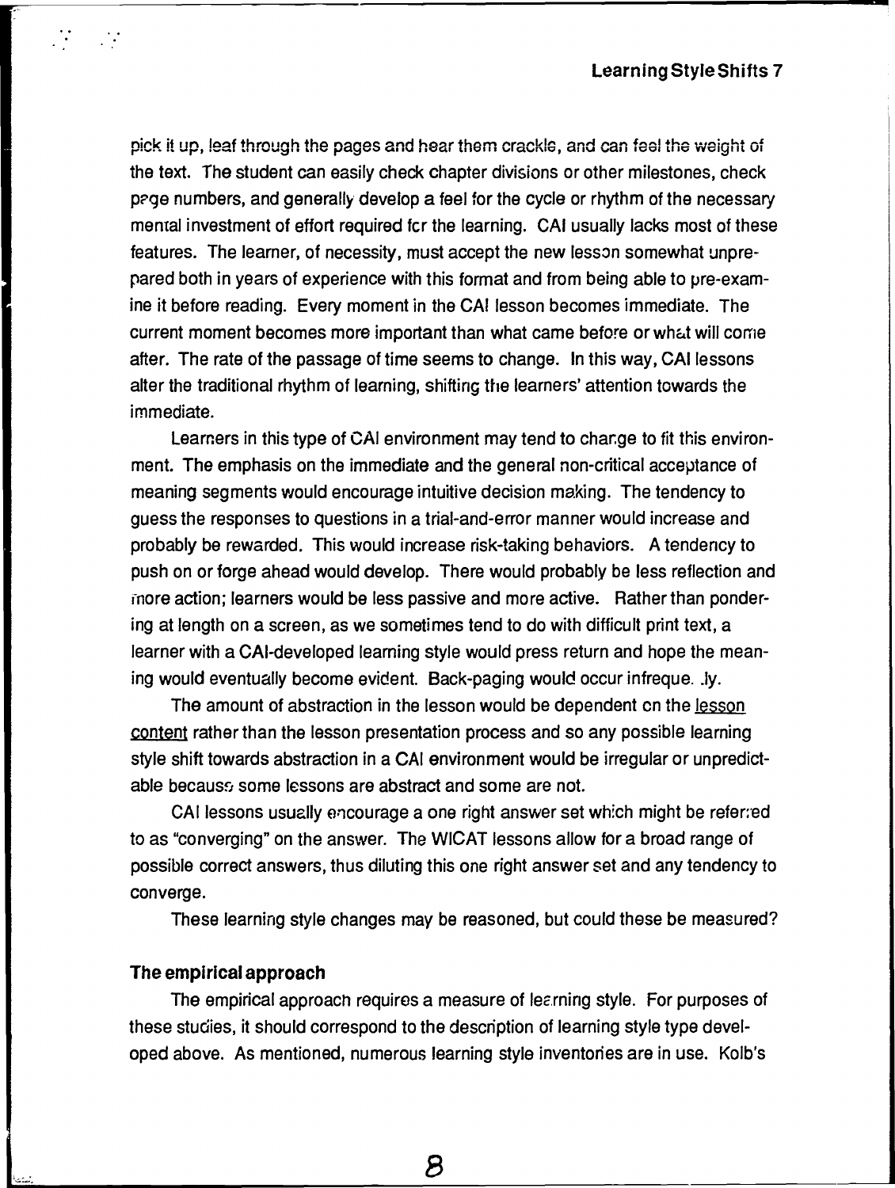pick it up, leaf through the pages and hear them crackle, and can feel the weight of the text. The student can easily check chapter divisions or other milestones, check page numbers, and generally develop a feel for the cycle or rhythm of the necessary mental investment of effort required for the learning. CAI usually lacks most of these features. The learner, of necessity, must accept the new lesson somewhat unprepared both in years of experience with this format and from being able to pre-examine it before reading. Every moment in the CAI lesson becomes immediate. The current moment becomes more important than what came before or what will come after. The rate of the passage of time seems to change. In this way, CAI lessons alter the traditional rhythm of learning, shifting the learners' attention towards the immediate.

Learners in this type of CAI environment may tend to change to fit this environment. The emphasis on the immediate and the general non-critical acceptance of meaning segments would encourage intuitive decision making. The tendency to guess the responses to questions in a trial-and-error manner would increase and probably be rewarded. This would increase risk-taking behaviors. A tendency to push on or forge ahead would develop. There would probably be less reflection and more action; learners would be less passive and more active. Rather than pondering at length on a screen, as we sometimes tend to do with difficult print text, a learner with a CAI-developed learning style would press return and hope the meaning would eventually become evident. Back-paging would occur infrequently.

The amount of abstraction in the lesson would be dependent on the lesson content rather than the lesson presentation process and so any possible learning style shift towards abstraction in a CAI environment would be irregular or unpredictable because some lessons are abstract and some are not.

CAI lessons usually encourage a one right answer set which might be referred to as "converging" on the answer. The WICAT lessons allow for a broad range of possible correct answers, thus diluting this one right answer set and any tendency to converge.

These learning style changes may be reasoned, but could these be measured?

### The empirical approach

The empirical approach requires a measure of learning style. For purposes of these studies, it should correspond to the description of learning style type developed above. As mentioned, numerous learning style inventories are in use. Kolb's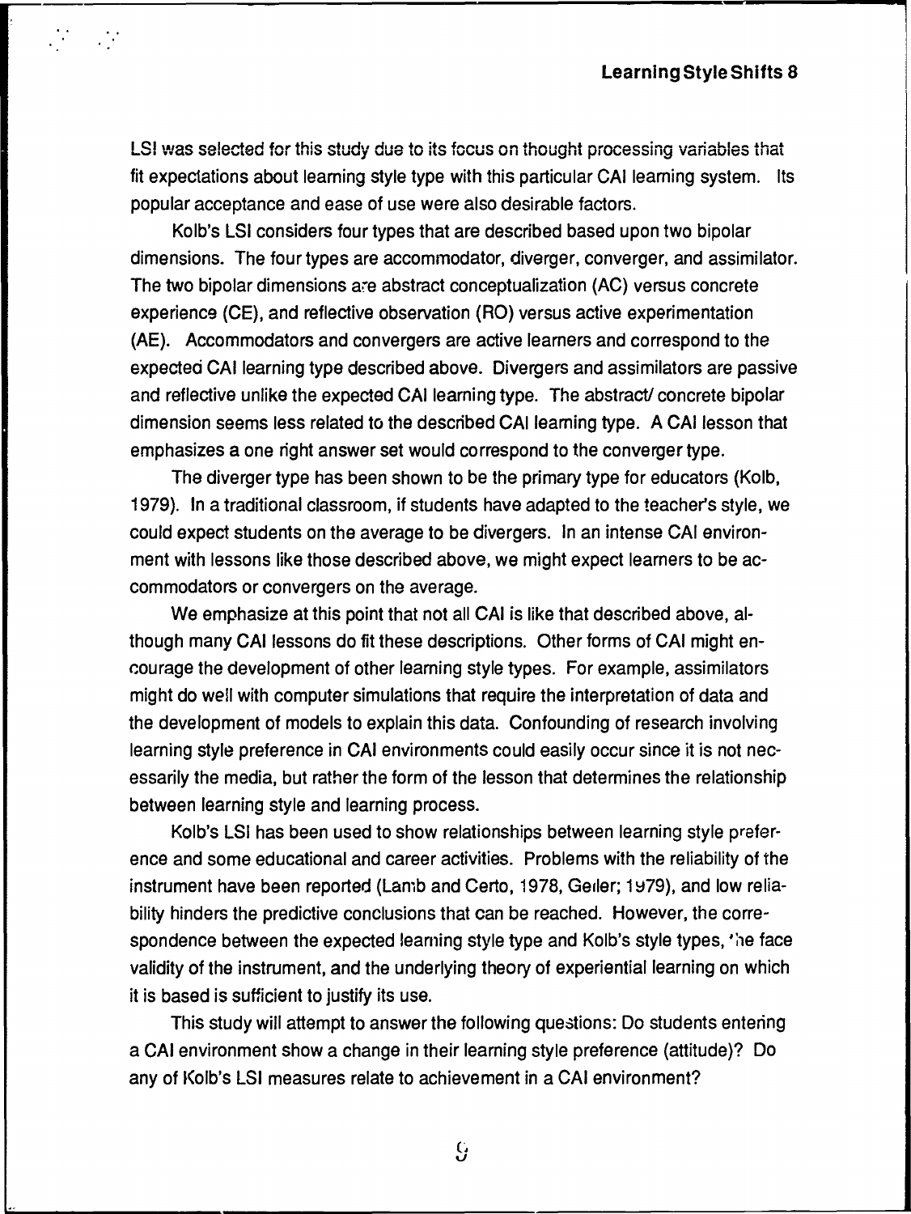LSI was selected for this study due to its focus on thought processing variables that fit expectations about learning style type with this particular CAI learning system. Its popular acceptance and ease of use were also desirable factors.

Kolb's LSI considers four types that are described based upon two bipolar dimensions. The four types are accommodator, diverger, converger, and assimilator. The two bipolar dimensions are abstract conceptualization (AC) versus concrete experience (CE), and reflective observation (RO) versus active experimentation (AE). Accommodators and convergers are active learners and correspond to the expected CAI learning type described above. Divergers and assimilators are passive and reflective unlike the expected CAI learning type. The abstract/ concrete bipolar dimension seems less related to the described CAI learning type. A CAI lesson that emphasizes a one right answer set would correspond to the converger type.

The diverger type has been shown to be the primary type for educators (Kolb, 1979). In a traditional classroom, if students have adapted to the teacher's style, we could expect students on the average to be divergers. In an intense CAI environment with lessons like those described above, we might expect learners to be accommodators or convergers on the average.

We emphasize at this point that not all CAI is like that described above, although many CAI lessons do fit these descriptions. Other forms of CAI might encourage the development of other learning style types. For example, assimilators might do well with computer simulations that require the interpretation of data and the development of models to explain this data. Confounding of research involving learning style preference in CAI environments could easily occur since it is not necessarily the media, but rather the form of the lesson that determines the relationship between learning style and learning process.

Kolb's LSI has been used to show relationships between learning style preference and some educational and career activities. Problems with the reliability of the instrument have been reported (Lamb and Certo, 1978, Geller; 1979), and low reliability hinders the predictive conclusions that can be reached. However, the correspondence between the expected learning style type and Kolb's style types, the face validity of the instrument, and the underlying theory of experiential learning on which it is based is sufficient to justify its use.

This study will attempt to answer the following questions: Do students entering a CAI environment show a change in their learning style preference (attitude)? Do any of Kolb's LSI measures relate to achievement in a CAI environment?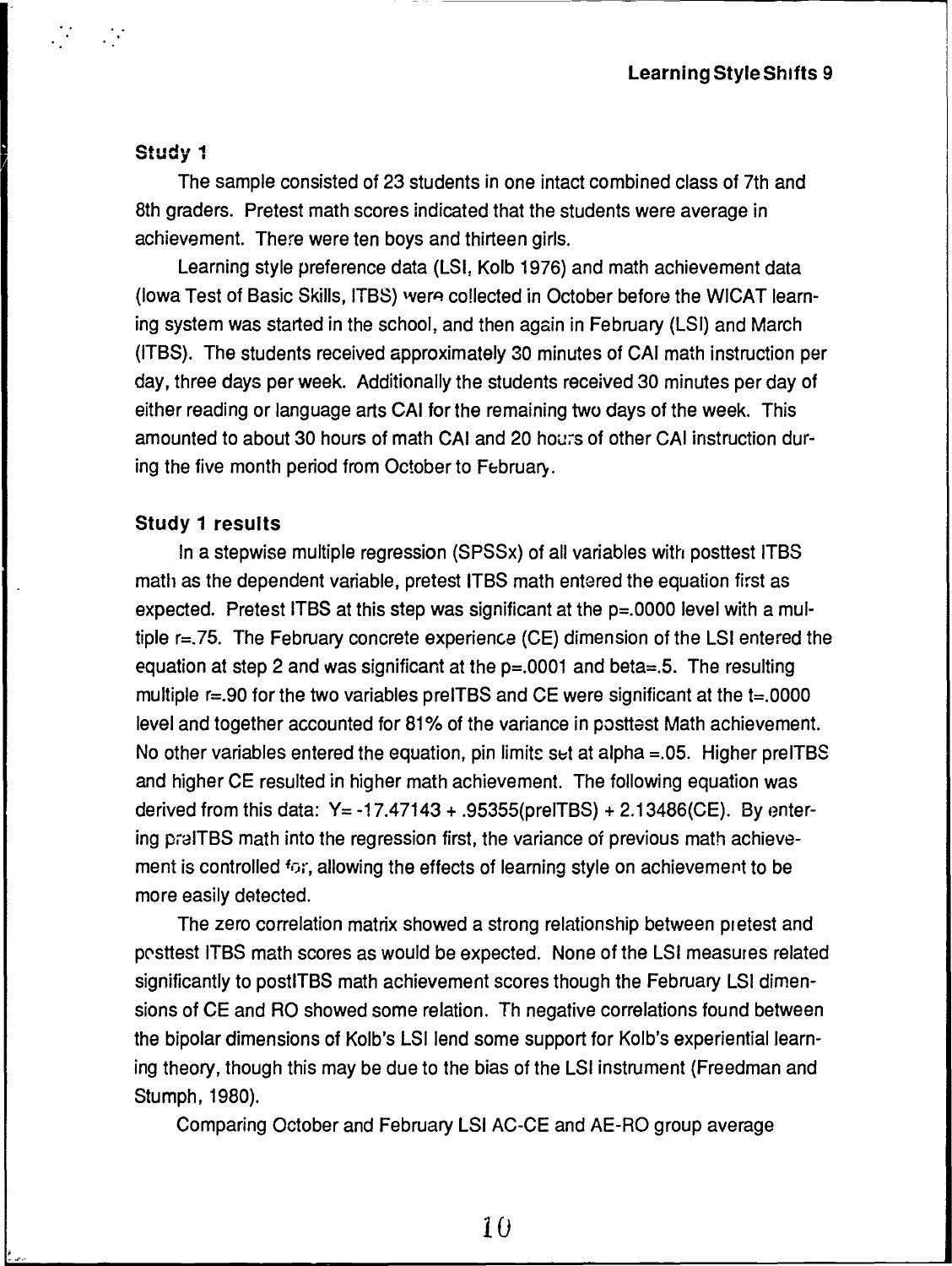### Study 1

The sample consisted of 23 students in one intact combined class of 7th and 8th graders. Pretest math scores indicated that the students were average in achievement. There were ten boys and thirteen girls.

Learning style preference data (LSI, Kolb 1976) and math achievement data (Iowa Test of Basic Skills, ITBS) were collected in October before the WICAT learning system was started in the school, and then again in February (LSI) and March (ITBS). The students received approximately 30 minutes of CAI math instruction per day, three days per week. Additionally the students received 30 minutes per day of either reading or language arts CAI for the remaining two days of the week. This amounted to about 30 hours of math CAI and 20 hours of other CAI instruction during the five month period from October to February.

### Study 1 results

In a stepwise multiple regression (SPSSx) of all variables with posttest ITBS math as the dependent variable, pretest ITBS math entered the equation first as expected. Pretest ITBS at this step was significant at the $p=.0000$ level with a multiple $r=.75$. The February concrete experience (CE) dimension of the LSI entered the equation at step 2 and was significant at the $p=.0001$ and beta=.5. The resulting multiple $r=.90$ for the two variables preITBS and CE were significant at the $t=.0000$ level and together accounted for 81% of the variance in posttest Math achievement. No other variables entered the equation, pin limits set at alpha =.05. Higher preITBS and higher CE resulted in higher math achievement. The following equation was derived from this data: $Y = -17.47143 + .95355(\text{preITBS}) + 2.13486(\text{CE})$. By entering preITBS math into the regression first, the variance of previous math achievement is controlled for, allowing the effects of learning style on achievement to be more easily detected.

The zero correlation matrix showed a strong relationship between pretest and posttest ITBS math scores as would be expected. None of the LSI measures related significantly to postITBS math achievement scores though the February LSI dimensions of CE and RO showed some relation. Th negative correlations found between the bipolar dimensions of Kolb's LSI lend some support for Kolb's experiential learning theory, though this may be due to the bias of the LSI instrument (Freedman and Stumph, 1980).

Comparing October and February LSI AC-CE and AE-RO group average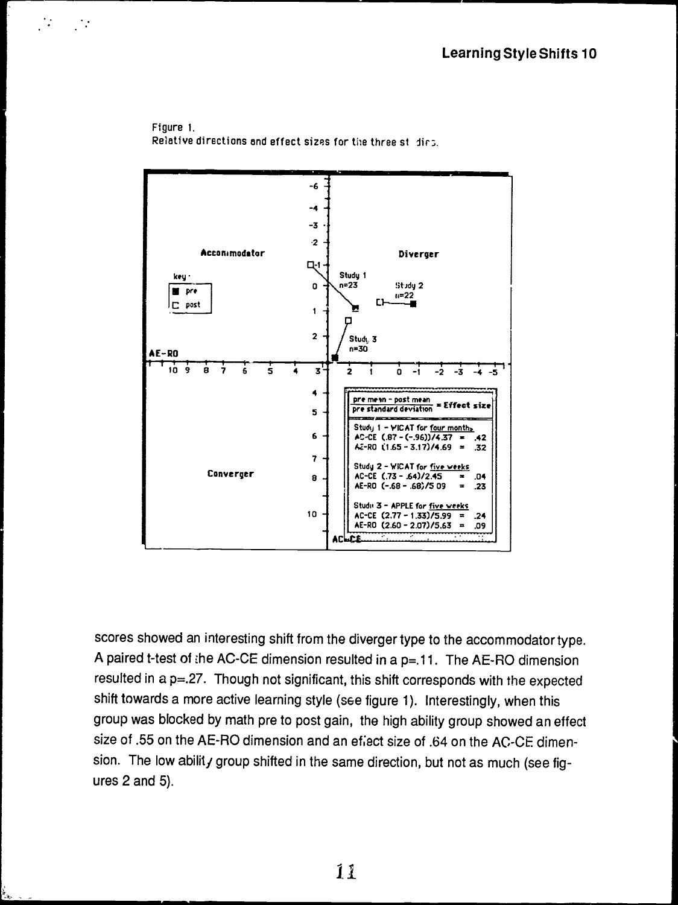Figure 1.
Relative directions and effect sizes for the three studies.

Accommodator | Diverger | Converger

key: ■ pre □ post

Study 1 n=23 | Study 2 n=22 | Study 3 n=30

$$\frac{\text{pre mean} - \text{post mean}}{\text{pre standard deviation}} = \text{Effect size}$$

Study 1 - VICAT for four months
AC-CE (.87 - (-.96))/4.37 = .42
AE-RO (1.65 - 3.17)/4.69 = .32

Study 2 - VICAT for five weeks
AC-CE (.73 - .64)/2.45 = .04
AE-RO (-.68 - .68)/5.09 = .23

Study 3 - APPLE for five weeks
AC-CE (2.77 - 1.33)/5.99 = .24
AE-RO (2.60 - 2.07)/5.63 = .09

scores showed an interesting shift from the diverger type to the accommodator type. A paired t-test of the AC-CE dimension resulted in a p=.11. The AE-RO dimension resulted in a p=.27. Though not significant, this shift corresponds with the expected shift towards a more active learning style (see figure 1). Interestingly, when this group was blocked by math pre to post gain, the high ability group showed an effect size of .55 on the AE-RO dimension and an effect size of .64 on the AC-CE dimension. The low ability group shifted in the same direction, but not as much (see figures 2 and 5).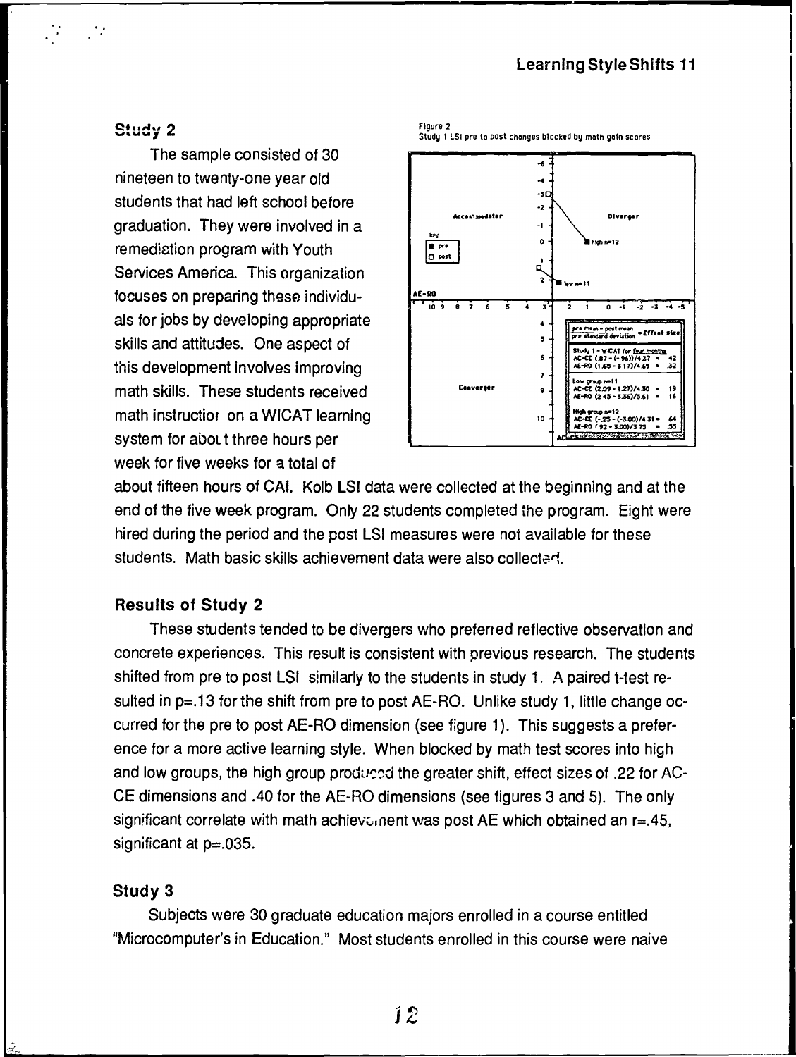## Study 2

The sample consisted of 30 nineteen to twenty-one year old students that had left school before graduation. They were involved in a remediation program with Youth Services America. This organization focuses on preparing these individuals for jobs by developing appropriate skills and attitudes. One aspect of this development involves improving math skills. These students received math instruction on a WICAT learning system for about three hours per week for five weeks for a total of about fifteen hours of CAI. Kolb LSI data were collected at the beginning and at the end of the five week program. Only 22 students completed the program. Eight were hired during the period and the post LSI measures were not available for these students. Math basic skills achievement data were also collected.

Figure 2
Study 1 LSI pre to post changes blocked by math gain scores

| $\frac{\text{pre mean - post mean}}{\text{pre standard deviation}}$ = Effect size | |
|---|---|
| Study 1 - WICAT for four months | |
| AC-CE (.87 - (-.96))/4.37 = | .42 |
| AE-RO (1.65 - 3.17)/4.69 = | .32 |
| Low group n=11 | |
| AC-CE (2.09 - 1.27)/4.30 = | .19 |
| AE-RO (2.43 - 3.36)/5.61 = | .16 |
| High group n=12 | |
| AC-CE (-.25 - (-3.00))/4.31 = | .64 |
| AE-RO (.92 - 3.00)/3.75 = | .55 |

## Results of Study 2

These students tended to be divergers who preferred reflective observation and concrete experiences. This result is consistent with previous research. The students shifted from pre to post LSI similarly to the students in study 1. A paired t-test resulted in $p=.13$ for the shift from pre to post AE-RO. Unlike study 1, little change occurred for the pre to post AE-RO dimension (see figure 1). This suggests a preference for a more active learning style. When blocked by math test scores into high and low groups, the high group produced the greater shift, effect sizes of .22 for AC-CE dimensions and .40 for the AE-RO dimensions (see figures 3 and 5). The only significant correlate with math achievement was post AE which obtained an $r=.45$, significant at $p=.035$.

## Study 3

Subjects were 30 graduate education majors enrolled in a course entitled "Microcomputer's in Education." Most students enrolled in this course were naive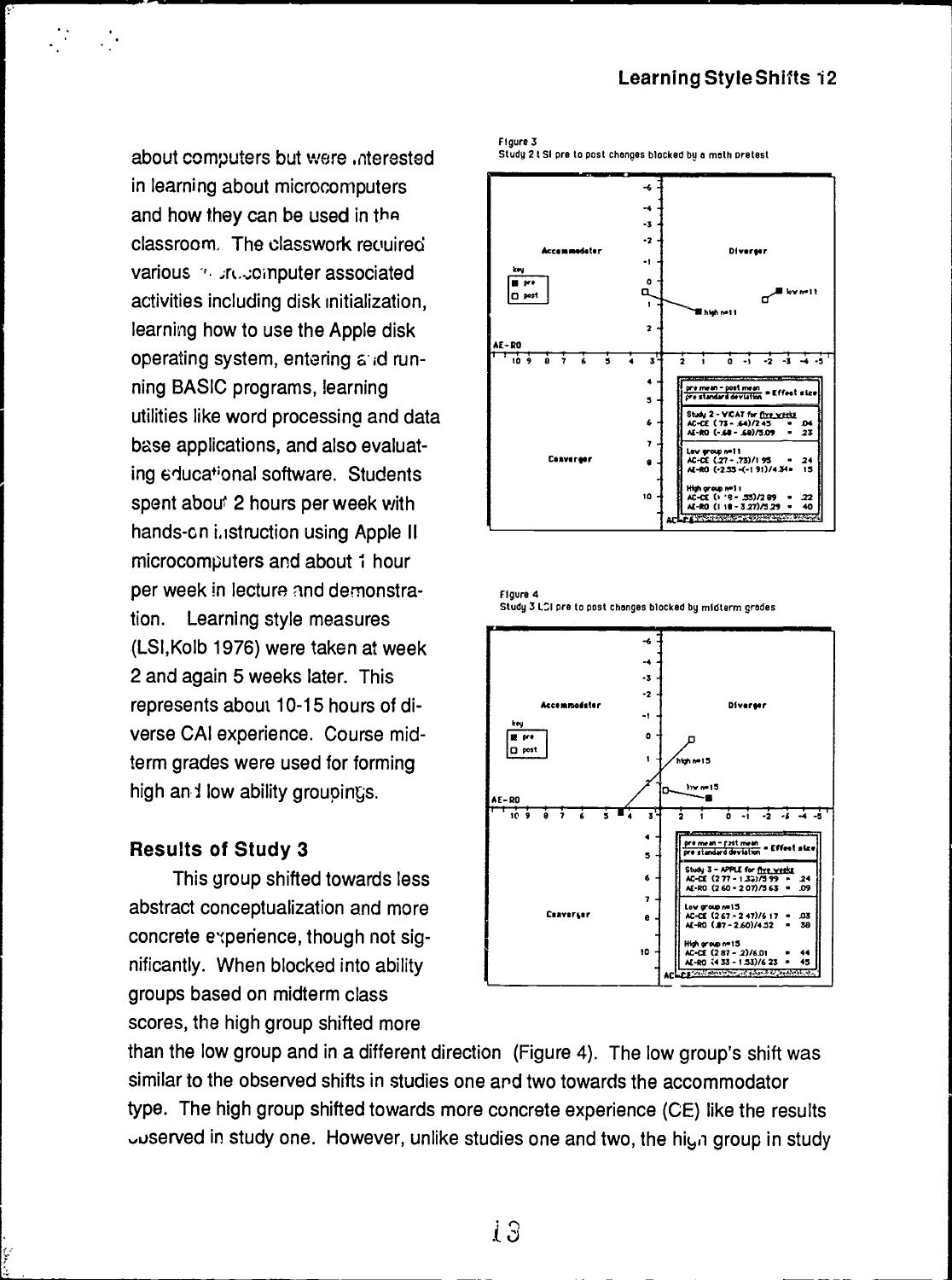about computers but were interested in learning about microcomputers and how they can be used in the classroom. The classwork required various microcomputer associated activities including disk initialization, learning how to use the Apple disk operating system, entering and running BASIC programs, learning utilities like word processing and data base applications, and also evaluating educational software. Students spent about 2 hours per week with hands-on instruction using Apple II microcomputers and about 1 hour per week in lecture and demonstration. Learning style measures (LSI, Kolb 1976) were taken at week 2 and again 5 weeks later. This represents about 10-15 hours of diverse CAI experience. Course midterm grades were used for forming high and low ability groupings.

Figure 3
Study 2 LSI pre to post changes blocked by a math pretest

Figure 4
Study 3 LSI pre to post changes blocked by midterm grades

## Results of Study 3

This group shifted towards less abstract conceptualization and more concrete experience, though not significantly. When blocked into ability groups based on midterm class scores, the high group shifted more than the low group and in a different direction (Figure 4). The low group's shift was similar to the observed shifts in studies one and two towards the accommodator type. The high group shifted towards more concrete experience (CE) like the results observed in study one. However, unlike studies one and two, the high group in study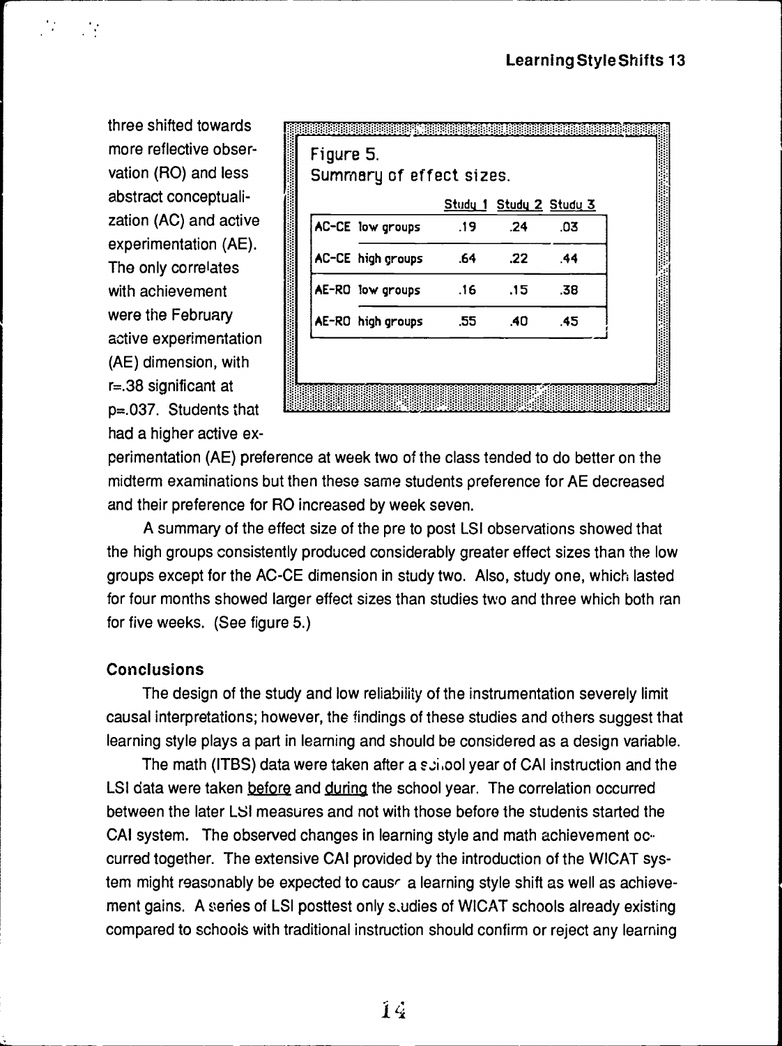three shifted towards more reflective observation (RO) and less abstract conceptualization (AC) and active experimentation (AE). The only correlates with achievement were the February active experimentation (AE) dimension, with r=.38 significant at p=.037. Students that had a higher active experimentation (AE) preference at week two of the class tended to do better on the midterm examinations but then these same students preference for AE decreased and their preference for RO increased by week seven.

Figure 5.
Summary of effect sizes.

| | Study 1 | Study 2 | Study 3 |
|---|---|---|---|
| AC-CE low groups | .19 | .24 | .03 |
| AC-CE high groups | .64 | .22 | .44 |
| AE-RO low groups | .16 | .15 | .38 |
| AE-RO high groups | .55 | .40 | .45 |

A summary of the effect size of the pre to post LSI observations showed that the high groups consistently produced considerably greater effect sizes than the low groups except for the AC-CE dimension in study two. Also, study one, which lasted for four months showed larger effect sizes than studies two and three which both ran for five weeks. (See figure 5.)

### Conclusions

The design of the study and low reliability of the instrumentation severely limit causal interpretations; however, the findings of these studies and others suggest that learning style plays a part in learning and should be considered as a design variable.

The math (ITBS) data were taken after a school year of CAI instruction and the LSI data were taken before and during the school year. The correlation occurred between the later LSI measures and not with those before the students started the CAI system. The observed changes in learning style and math achievement occurred together. The extensive CAI provided by the introduction of the WICAT system might reasonably be expected to cause a learning style shift as well as achievement gains. A series of LSI posttest only studies of WICAT schools already existing compared to schools with traditional instruction should confirm or reject any learning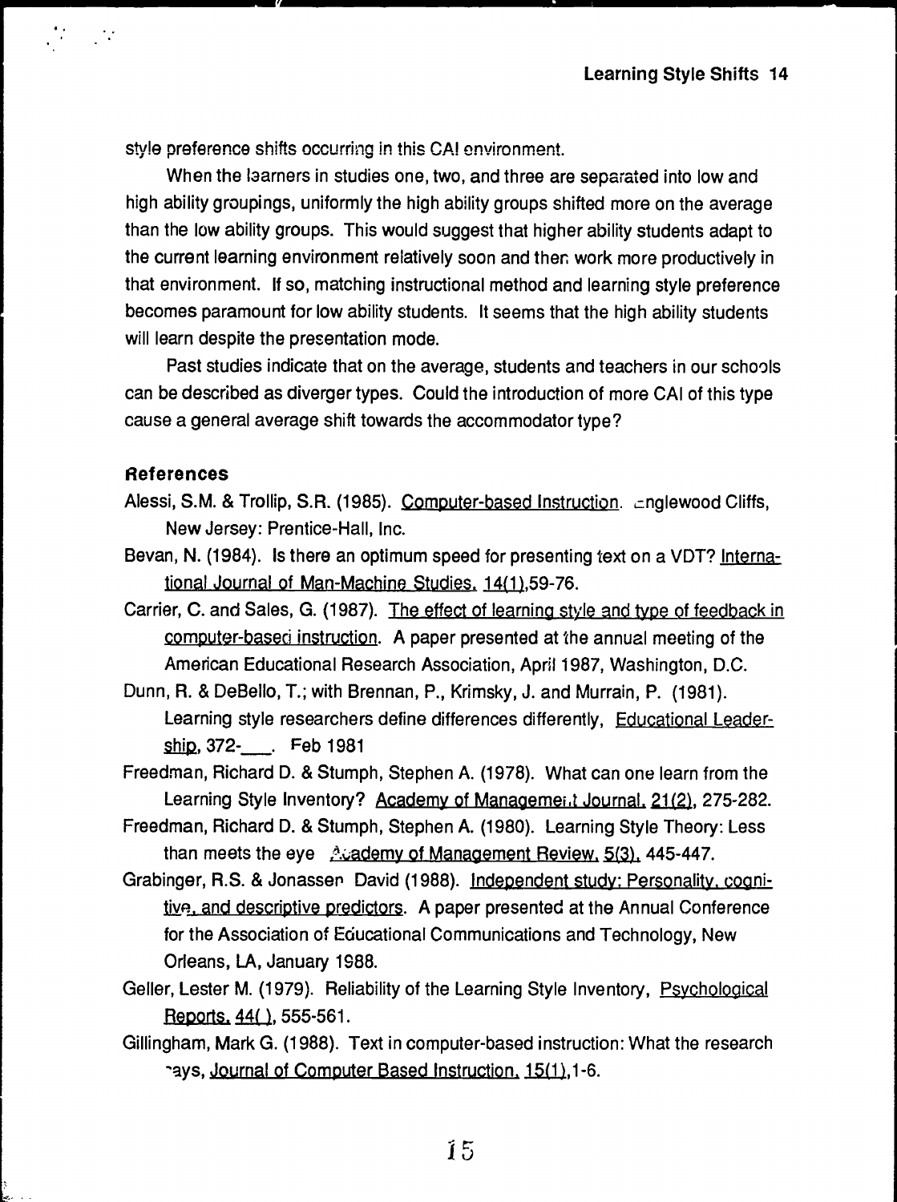style preference shifts occurring in this CAI environment.

When the learners in studies one, two, and three are separated into low and high ability groupings, uniformly the high ability groups shifted more on the average than the low ability groups. This would suggest that higher ability students adapt to the current learning environment relatively soon and then work more productively in that environment. If so, matching instructional method and learning style preference becomes paramount for low ability students. It seems that the high ability students will learn despite the presentation mode.

Past studies indicate that on the average, students and teachers in our schools can be described as diverger types. Could the introduction of more CAI of this type cause a general average shift towards the accommodator type?

## References

Alessi, S.M. & Trollip, S.R. (1985). Computer-based Instruction. Englewood Cliffs, New Jersey: Prentice-Hall, Inc.

Bevan, N. (1984). Is there an optimum speed for presenting text on a VDT? International Journal of Man-Machine Studies, 14(1),59-76.

Carrier, C. and Sales, G. (1987). The effect of learning style and type of feedback in computer-based instruction. A paper presented at the annual meeting of the American Educational Research Association, April 1987, Washington, D.C.

Dunn, R. & DeBello, T.; with Brennan, P., Krimsky, J. and Murrain, P. (1981). Learning style researchers define differences differently, Educational Leadership, 372-___. Feb 1981

Freedman, Richard D. & Stumph, Stephen A. (1978). What can one learn from the Learning Style Inventory? Academy of Management Journal, 21(2), 275-282.

Freedman, Richard D. & Stumph, Stephen A. (1980). Learning Style Theory: Less than meets the eye Academy of Management Review, 5(3), 445-447.

Grabinger, R.S. & Jonassen David (1988). Independent study: Personality, cognitive, and descriptive predictors. A paper presented at the Annual Conference for the Association of Educational Communications and Technology, New Orleans, LA, January 1988.

Geller, Lester M. (1979). Reliability of the Learning Style Inventory, Psychological Reports, 44( ), 555-561.

Gillingham, Mark G. (1988). Text in computer-based instruction: What the research says, Journal of Computer Based Instruction, 15(1),1-6.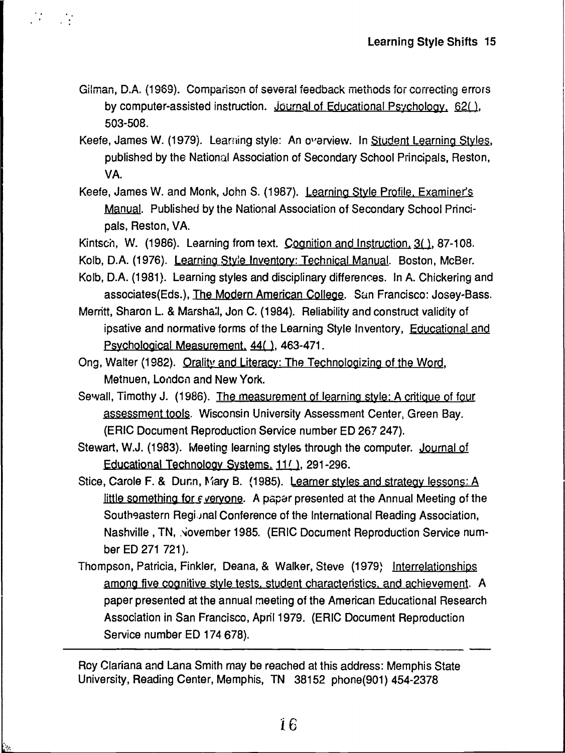Gilman, D.A. (1969). Comparison of several feedback methods for correcting errors by computer-assisted instruction. Journal of Educational Psychology, 62( ), 503-508.

Keefe, James W. (1979). Learning style: An overview. In Student Learning Styles, published by the National Association of Secondary School Principals, Reston, VA.

Keefe, James W. and Monk, John S. (1987). Learning Style Profile, Examiner's Manual. Published by the National Association of Secondary School Principals, Reston, VA.

Kintsch, W. (1986). Learning from text. Cognition and Instruction, 3( ), 87-108.

Kolb, D.A. (1976). Learning Style Inventory: Technical Manual. Boston, McBer.

Kolb, D.A. (1981). Learning styles and disciplinary differences. In A. Chickering and associates(Eds.), The Modern American College. San Francisco: Josey-Bass.

Merritt, Sharon L. & Marshall, Jon C. (1984). Reliability and construct validity of ipsative and normative forms of the Learning Style Inventory, Educational and Psychological Measurement, 44( ), 463-471.

Ong, Walter (1982). Orality and Literacy: The Technologizing of the Word, Methuen, London and New York.

Sewall, Timothy J. (1986). The measurement of learning style: A critique of four assessment tools. Wisconsin University Assessment Center, Green Bay. (ERIC Document Reproduction Service number ED 267 247).

Stewart, W.J. (1983). Meeting learning styles through the computer. Journal of Educational Technology Systems, 11( ), 291-296.

Stice, Carole F. & Dunn, Mary B. (1985). Learner styles and strategy lessons: A little something for everyone. A paper presented at the Annual Meeting of the Southeastern Regional Conference of the International Reading Association, Nashville , TN, November 1985. (ERIC Document Reproduction Service number ED 271 721).

Thompson, Patricia, Finkler, Deana, & Walker, Steve (1979) Interrelationships among five cognitive style tests, student characteristics, and achievement. A paper presented at the annual meeting of the American Educational Research Association in San Francisco, April 1979. (ERIC Document Reproduction Service number ED 174 678).

---

Roy Clariana and Lana Smith may be reached at this address: Memphis State University, Reading Center, Memphis, TN 38152 phone(901) 454-2378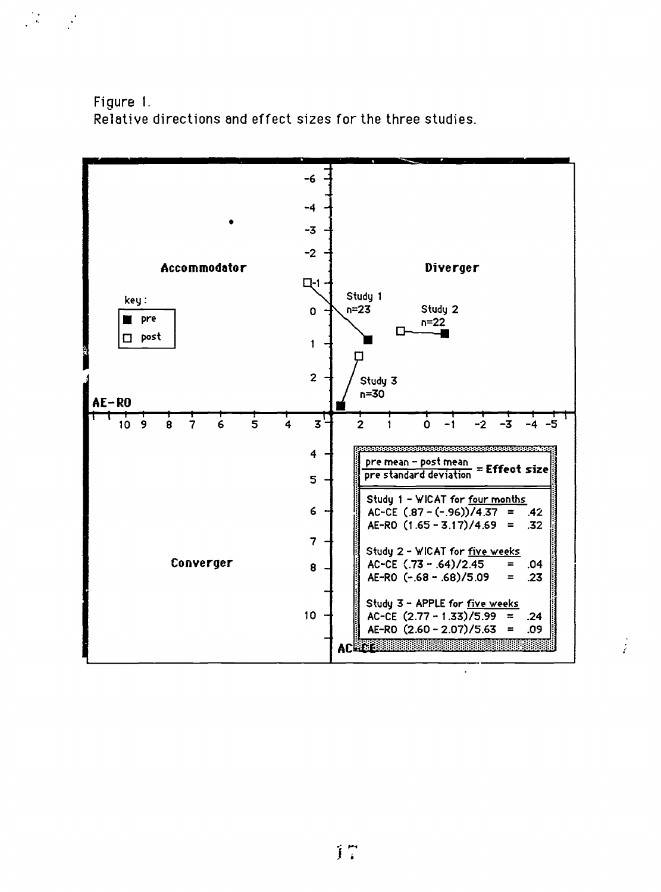Figure 1.
Relative directions and effect sizes for the three studies.

$$\frac{\text{pre mean} - \text{post mean}}{\text{pre standard deviation}} = \textbf{Effect size}$$

Study 1 - WICAT for four months
AC-CE (.87 - (-.96))/4.37 = .42
AE-RO (1.65 - 3.17)/4.69 = .32

Study 2 - WICAT for five weeks
AC-CE (.73 - .64)/2.45 = .04
AE-RO (-.68 - .68)/5.09 = .23

Study 3 - APPLE for five weeks
AC-CE (2.77 - 1.33)/5.99 = .24
AE-RO (2.60 - 2.07)/5.63 = .09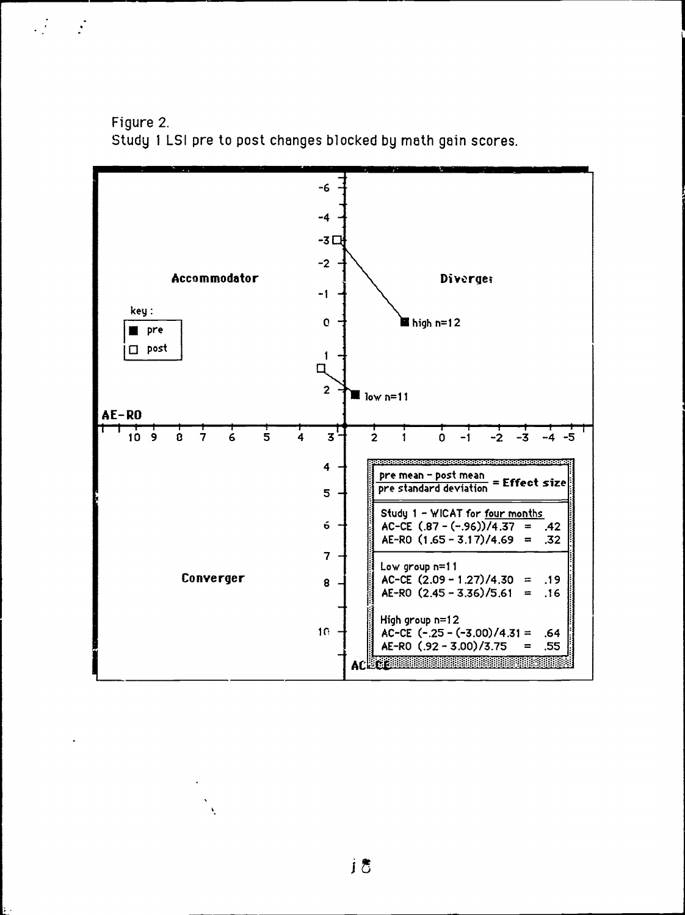Figure 2.
Study 1 LSI pre to post changes blocked by math gain scores.

$$\frac{\text{pre mean} - \text{post mean}}{\text{pre standard deviation}} = \textbf{Effect size}$$

Study 1 - WICAT for four months

AC-CE (.87 - (-.96))/4.37 = .42

AE-RO (1.65 - 3.17)/4.69 = .32

Low group n=11

AC-CE (2.09 - 1.27)/4.30 = .19

AE-RO (2.45 - 3.36)/5.61 = .16

High group n=12

AC-CE (-.25 - (-3.00)/4.31 = .64

AE-RO (.92 - 3.00)/3.75 = .55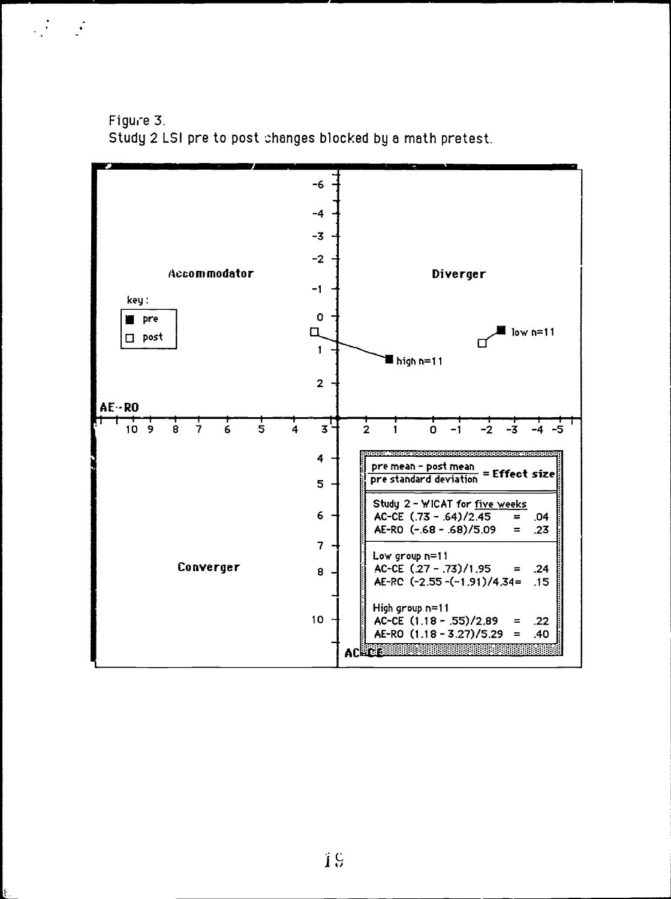Figure 3.
Study 2 LSI pre to post changes blocked by a math pretest.

Accommodator

Diverger

Converger

key:
■ pre
□ post

low n=11

high n=11

AE--RO

AC-CE

$$\frac{\text{pre mean} - \text{post mean}}{\text{pre standard deviation}} = \textbf{Effect size}$$

Study 2 - WICAT for five weeks
AC-CE (.73 - .64)/2.45 = .04
AE-RO (-.68 - .68)/5.09 = .23

Low group n=11
AC-CE (.27 - .73)/1.95 = .24
AE-RO (-2.55 -(-1.91)/4.34= .15

High group n=11
AC-CE (1.18 - .55)/2.89 = .22
AE-RO (1.18 - 3.27)/5.29 = .40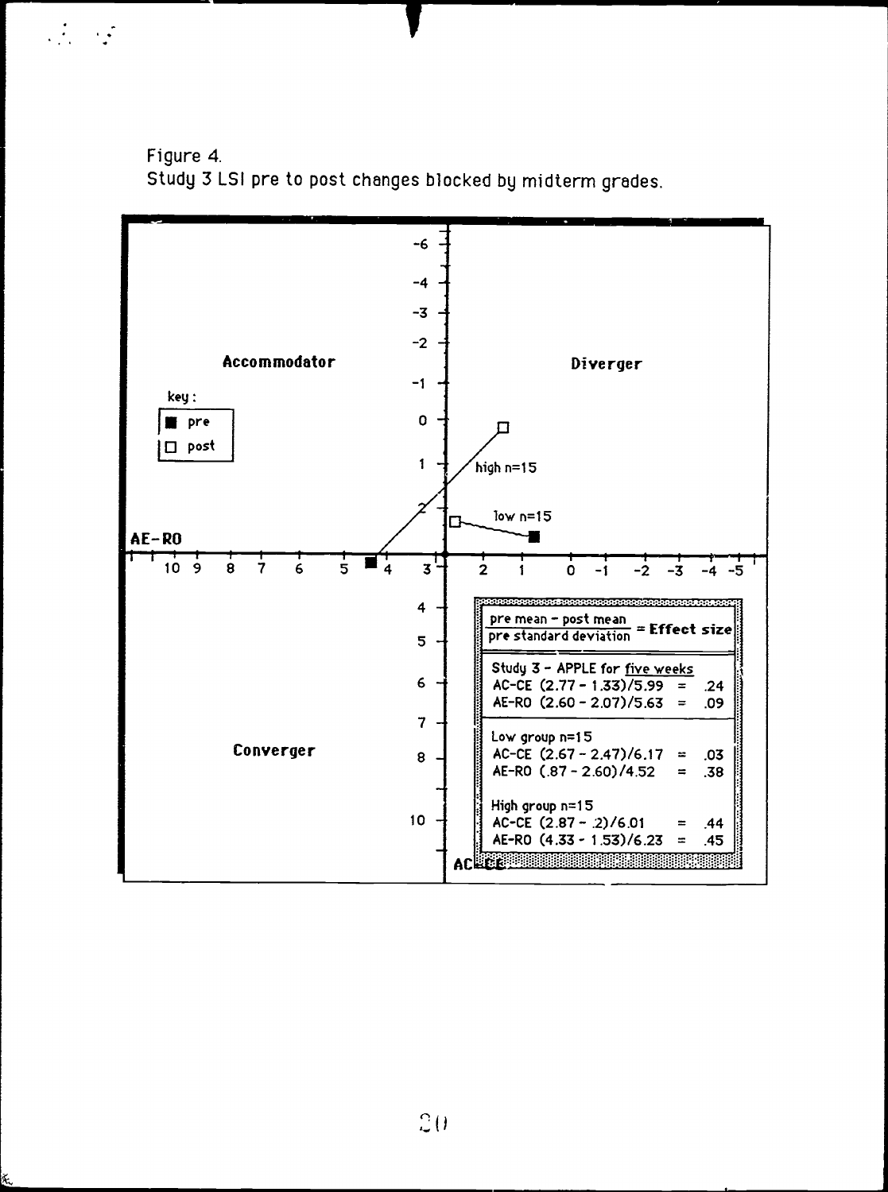Figure 4.
Study 3 LSI pre to post changes blocked by midterm grades.

Accommodator

Diverger

Converger

key :
pre
post

high n=15

low n=15

AE-RO

AC-CE

-6
-4
-3
-2
-1
0
1
2
3
4
5
6
7
8
10

10 9 8 7 6 5 4 3 2 1 0 -1 -2 -3 -4 -5

$$\frac{\text{pre mean} - \text{post mean}}{\text{pre standard deviation}} = \textbf{Effect size}$$

Study 3 - APPLE for five weeks
AC-CE (2.77 - 1.33)/5.99 = .24
AE-RO (2.60 - 2.07)/5.63 = .09

Low group n=15
AC-CE (2.67 - 2.47)/6.17 = .03
AE-RO (.87 - 2.60)/4.52 = .38

High group n=15
AC-CE (2.87 - .2)/6.01 = .44
AE-RO (4.33 - 1.53)/6.23 = .45